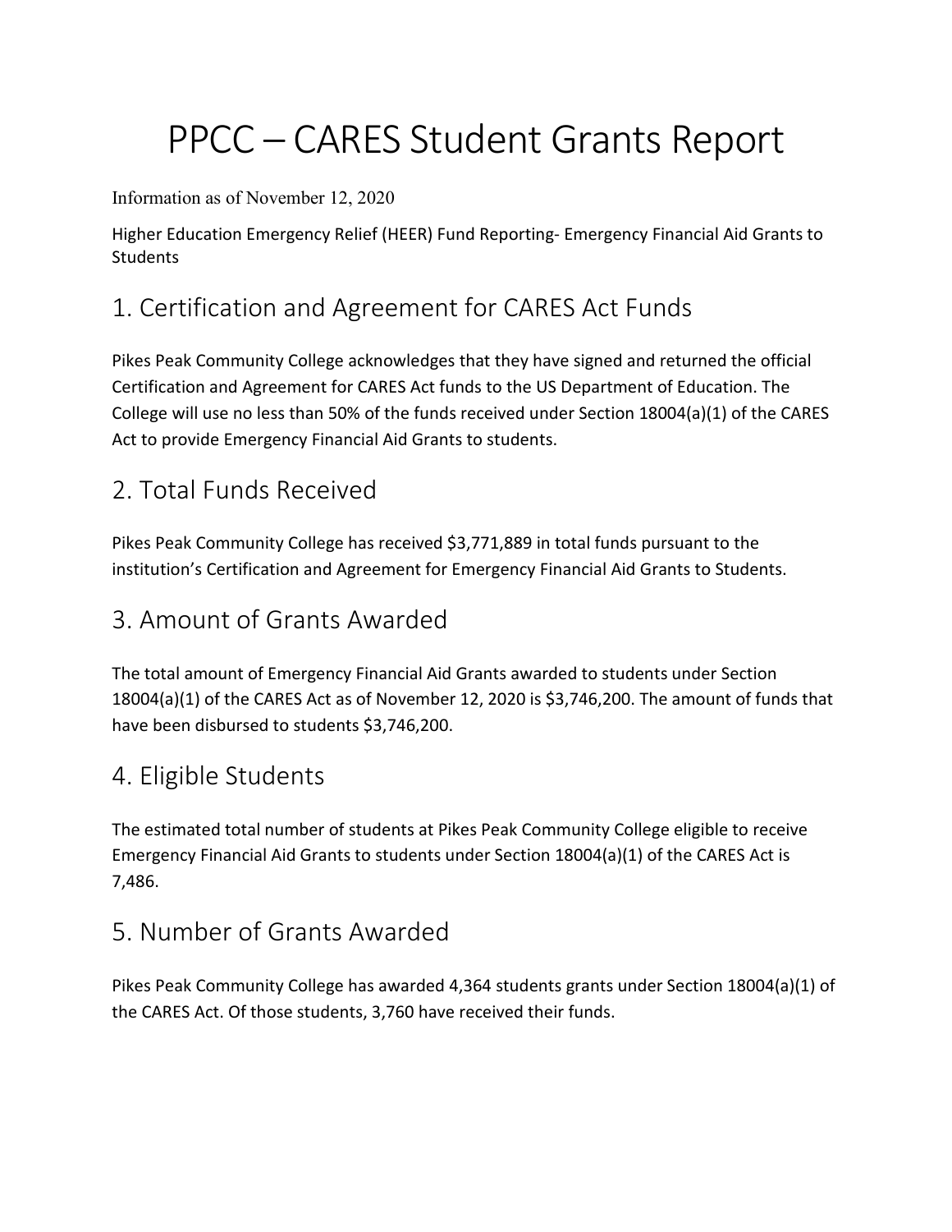# PPCC – CARES Student Grants Report

Information as of November 12, 2020

Higher Education Emergency Relief (HEER) Fund Reporting- Emergency Financial Aid Grants to Students

## 1. Certification and Agreement for CARES Act Funds

Pikes Peak Community College acknowledges that they have signed and returned the official Certification and Agreement for CARES Act funds to the US Department of Education. The College will use no less than 50% of the funds received under Section 18004(a)(1) of the CARES Act to provide Emergency Financial Aid Grants to students.

## 2. Total Funds Received

Pikes Peak Community College has received $3,771,889 in total funds pursuant to the institution's Certification and Agreement for Emergency Financial Aid Grants to Students.

## 3. Amount of Grants Awarded

The total amount of Emergency Financial Aid Grants awarded to students under Section 18004(a)(1) of the CARES Act as of November 12, 2020 is $3,746,200. The amount of funds that have been disbursed to students $3,746,200.

## 4. Eligible Students

The estimated total number of students at Pikes Peak Community College eligible to receive Emergency Financial Aid Grants to students under Section 18004(a)(1) of the CARES Act is 7,486.

## 5. Number of Grants Awarded

Pikes Peak Community College has awarded 4,364 students grants under Section 18004(a)(1) of the CARES Act. Of those students, 3,760 have received their funds.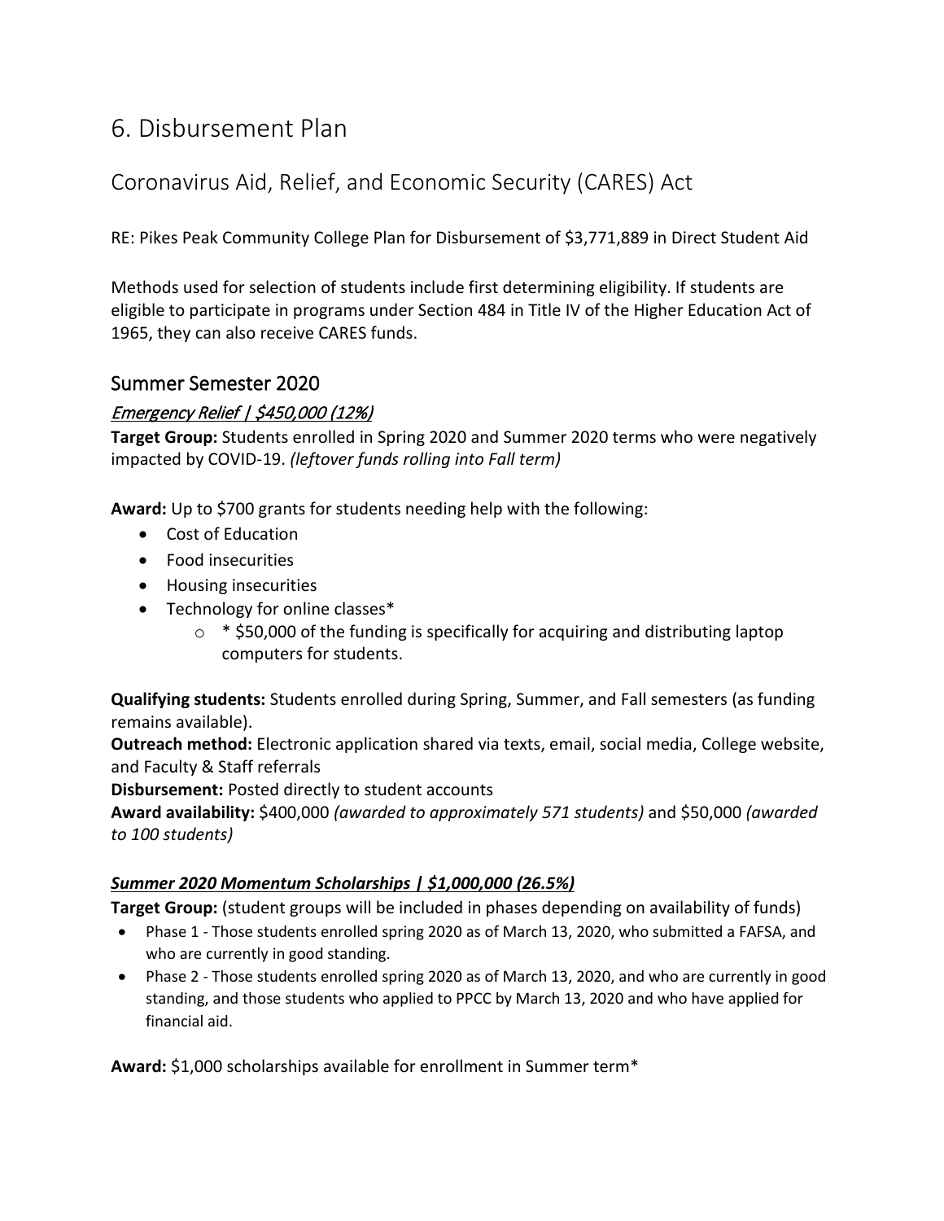# 6. Disbursement Plan

## Coronavirus Aid, Relief, and Economic Security (CARES) Act

RE: Pikes Peak Community College Plan for Disbursement of $3,771,889 in Direct Student Aid

Methods used for selection of students include first determining eligibility. If students are eligible to participate in programs under Section 484 in Title IV of the Higher Education Act of 1965, they can also receive CARES funds.

### Summer Semester 2020

#### *Emergency Relief | $450,000 (12%)*

**Target Group:** Students enrolled in Spring 2020 and Summer 2020 terms who were negatively impacted by COVID-19. *(leftover funds rolling into Fall term)*

**Award:** Up to $700 grants for students needing help with the following:

- Cost of Education
- Food insecurities
- Housing insecurities
- Technology for online classes*
  - * $50,000 of the funding is specifically for acquiring and distributing laptop computers for students.

**Qualifying students:** Students enrolled during Spring, Summer, and Fall semesters (as funding remains available).
**Outreach method:** Electronic application shared via texts, email, social media, College website, and Faculty & Staff referrals
**Disbursement:** Posted directly to student accounts
**Award availability:** $400,000 *(awarded to approximately 571 students)* and $50,000 *(awarded to 100 students)*

#### ***Summer 2020 Momentum Scholarships | $1,000,000 (26.5%)***

**Target Group:** (student groups will be included in phases depending on availability of funds)

- Phase 1 - Those students enrolled spring 2020 as of March 13, 2020, who submitted a FAFSA, and who are currently in good standing.
- Phase 2 - Those students enrolled spring 2020 as of March 13, 2020, and who are currently in good standing, and those students who applied to PPCC by March 13, 2020 and who have applied for financial aid.

**Award:** $1,000 scholarships available for enrollment in Summer term*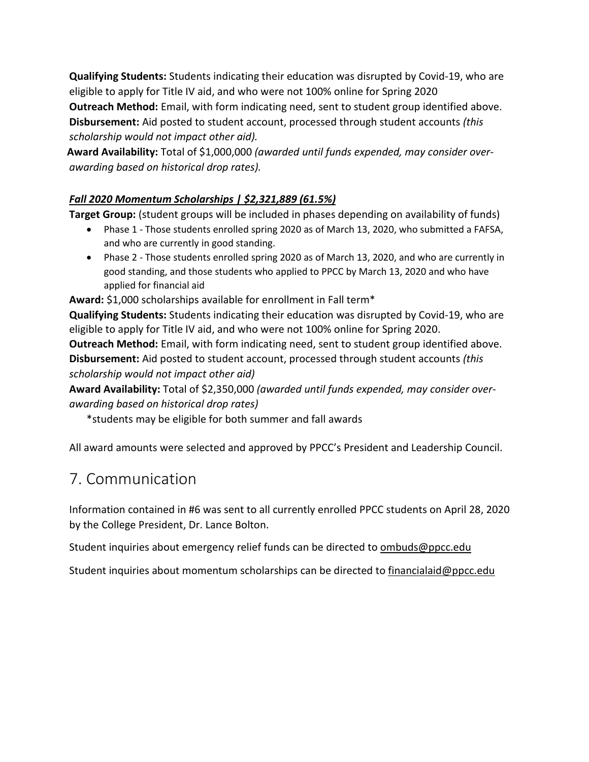**Qualifying Students:** Students indicating their education was disrupted by Covid-19, who are eligible to apply for Title IV aid, and who were not 100% online for Spring 2020
**Outreach Method:** Email, with form indicating need, sent to student group identified above.
**Disbursement:** Aid posted to student account, processed through student accounts *(this scholarship would not impact other aid).*
**Award Availability:** Total of $1,000,000 *(awarded until funds expended, may consider over-awarding based on historical drop rates).*

***Fall 2020 Momentum Scholarships | $2,321,889 (61.5%)***

**Target Group:** (student groups will be included in phases depending on availability of funds)

- Phase 1 - Those students enrolled spring 2020 as of March 13, 2020, who submitted a FAFSA, and who are currently in good standing.
- Phase 2 - Those students enrolled spring 2020 as of March 13, 2020, and who are currently in good standing, and those students who applied to PPCC by March 13, 2020 and who have applied for financial aid

**Award:** $1,000 scholarships available for enrollment in Fall term*
**Qualifying Students:** Students indicating their education was disrupted by Covid-19, who are eligible to apply for Title IV aid, and who were not 100% online for Spring 2020.
**Outreach Method:** Email, with form indicating need, sent to student group identified above.
**Disbursement:** Aid posted to student account, processed through student accounts *(this scholarship would not impact other aid)*
**Award Availability:** Total of $2,350,000 *(awarded until funds expended, may consider over-awarding based on historical drop rates)*

*students may be eligible for both summer and fall awards

All award amounts were selected and approved by PPCC's President and Leadership Council.

# 7. Communication

Information contained in #6 was sent to all currently enrolled PPCC students on April 28, 2020 by the College President, Dr. Lance Bolton.

Student inquiries about emergency relief funds can be directed to ombuds@ppcc.edu

Student inquiries about momentum scholarships can be directed to financialaid@ppcc.edu